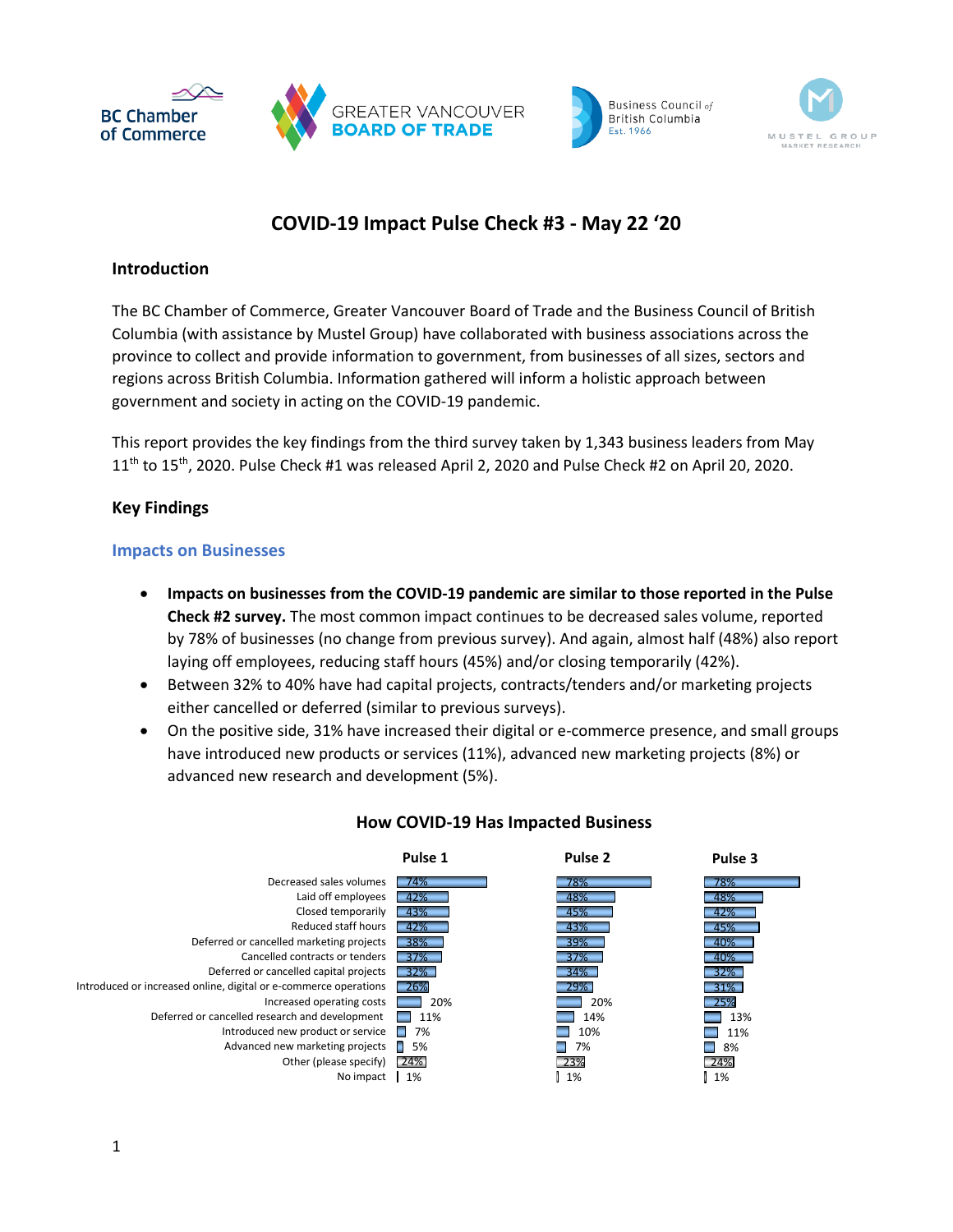BC Chamber of Commerce | GREATER VANCOUVER BOARD OF TRADE | Business Council of British Columbia Est. 1966 | MUSTEL GROUP MARKET RESEARCH

# COVID-19 Impact Pulse Check #3 - May 22 '20

## Introduction

The BC Chamber of Commerce, Greater Vancouver Board of Trade and the Business Council of British Columbia (with assistance by Mustel Group) have collaborated with business associations across the province to collect and provide information to government, from businesses of all sizes, sectors and regions across British Columbia. Information gathered will inform a holistic approach between government and society in acting on the COVID-19 pandemic.

This report provides the key findings from the third survey taken by 1,343 business leaders from May 11th to 15th, 2020. Pulse Check #1 was released April 2, 2020 and Pulse Check #2 on April 20, 2020.

## Key Findings

### Impacts on Businesses

- **Impacts on businesses from the COVID-19 pandemic are similar to those reported in the Pulse Check #2 survey.** The most common impact continues to be decreased sales volume, reported by 78% of businesses (no change from previous survey). And again, almost half (48%) also report laying off employees, reducing staff hours (45%) and/or closing temporarily (42%).
- Between 32% to 40% have had capital projects, contracts/tenders and/or marketing projects either cancelled or deferred (similar to previous surveys).
- On the positive side, 31% have increased their digital or e-commerce presence, and small groups have introduced new products or services (11%), advanced new marketing projects (8%) or advanced new research and development (5%).

**How COVID-19 Has Impacted Business**

| | Pulse 1 | Pulse 2 | Pulse 3 |
|---|---|---|---|
| Decreased sales volumes | 74% | 78% | 78% |
| Laid off employees | 42% | 48% | 48% |
| Closed temporarily | 43% | 45% | 42% |
| Reduced staff hours | 42% | 43% | 45% |
| Deferred or cancelled marketing projects | 38% | 39% | 40% |
| Cancelled contracts or tenders | 37% | 37% | 40% |
| Deferred or cancelled capital projects | 32% | 34% | 32% |
| Introduced or increased online, digital or e-commerce operations | 26% | 29% | 31% |
| Increased operating costs | 20% | 20% | 25% |
| Deferred or cancelled research and development | 11% | 14% | 13% |
| Introduced new product or service | 7% | 10% | 11% |
| Advanced new marketing projects | 5% | 7% | 8% |
| Other (please specify) | 24% | 23% | 24% |
| No impact | 1% | 1% | 1% |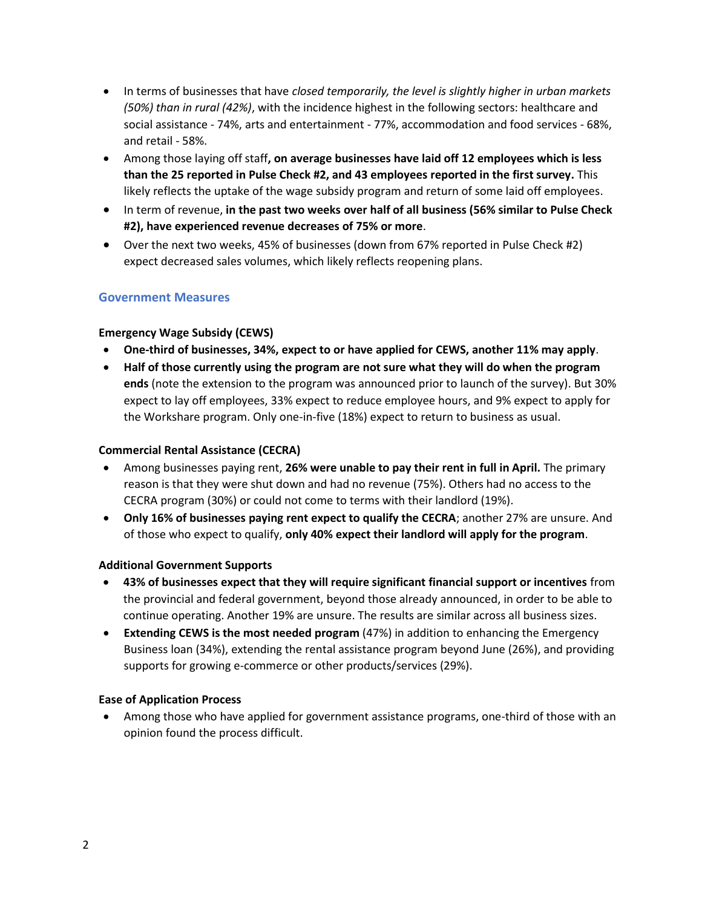- In terms of businesses that have *closed temporarily, the level is slightly higher in urban markets (50%) than in rural (42%)*, with the incidence highest in the following sectors: healthcare and social assistance - 74%, arts and entertainment - 77%, accommodation and food services - 68%, and retail - 58%.
- Among those laying off staff**, on average businesses have laid off 12 employees which is less than the 25 reported in Pulse Check #2, and 43 employees reported in the first survey.** This likely reflects the uptake of the wage subsidy program and return of some laid off employees.
- In term of revenue, **in the past two weeks over half of all business (56% similar to Pulse Check #2), have experienced revenue decreases of 75% or more**.
- Over the next two weeks, 45% of businesses (down from 67% reported in Pulse Check #2) expect decreased sales volumes, which likely reflects reopening plans.

## Government Measures

**Emergency Wage Subsidy (CEWS)**

- **One-third of businesses, 34%, expect to or have applied for CEWS, another 11% may apply**.
- **Half of those currently using the program are not sure what they will do when the program ends** (note the extension to the program was announced prior to launch of the survey). But 30% expect to lay off employees, 33% expect to reduce employee hours, and 9% expect to apply for the Workshare program. Only one-in-five (18%) expect to return to business as usual.

**Commercial Rental Assistance (CECRA)**

- Among businesses paying rent, **26% were unable to pay their rent in full in April.** The primary reason is that they were shut down and had no revenue (75%). Others had no access to the CECRA program (30%) or could not come to terms with their landlord (19%).
- **Only 16% of businesses paying rent expect to qualify the CECRA**; another 27% are unsure. And of those who expect to qualify, **only 40% expect their landlord will apply for the program**.

**Additional Government Supports**

- **43% of businesses expect that they will require significant financial support or incentives** from the provincial and federal government, beyond those already announced, in order to be able to continue operating. Another 19% are unsure. The results are similar across all business sizes.
- **Extending CEWS is the most needed program** (47%) in addition to enhancing the Emergency Business loan (34%), extending the rental assistance program beyond June (26%), and providing supports for growing e-commerce or other products/services (29%).

**Ease of Application Process**

- Among those who have applied for government assistance programs, one-third of those with an opinion found the process difficult.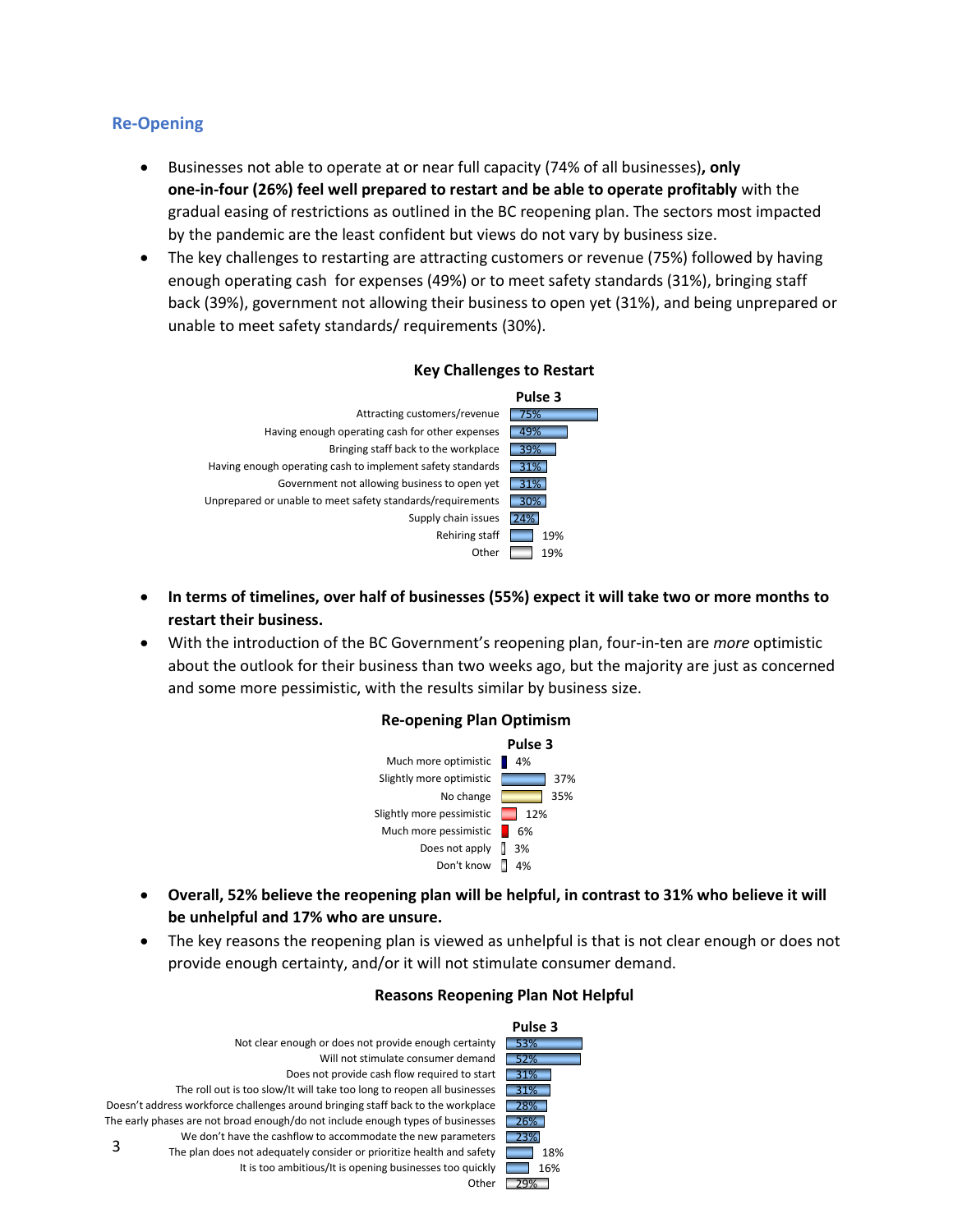## Re-Opening

- Businesses not able to operate at or near full capacity (74% of all businesses)**, only one-in-four (26%) feel well prepared to restart and be able to operate profitably** with the gradual easing of restrictions as outlined in the BC reopening plan. The sectors most impacted by the pandemic are the least confident but views do not vary by business size.
- The key challenges to restarting are attracting customers or revenue (75%) followed by having enough operating cash for expenses (49%) or to meet safety standards (31%), bringing staff back (39%), government not allowing their business to open yet (31%), and being unprepared or unable to meet safety standards/ requirements (30%).

**Key Challenges to Restart**

| | Pulse 3 |
|---|---|
| Attracting customers/revenue | 75% |
| Having enough operating cash for other expenses | 49% |
| Bringing staff back to the workplace | 39% |
| Having enough operating cash to implement safety standards | 31% |
| Government not allowing business to open yet | 31% |
| Unprepared or unable to meet safety standards/requirements | 30% |
| Supply chain issues | 24% |
| Rehiring staff | 19% |
| Other | 19% |

- **In terms of timelines, over half of businesses (55%) expect it will take two or more months to restart their business.**
- With the introduction of the BC Government's reopening plan, four-in-ten are *more* optimistic about the outlook for their business than two weeks ago, but the majority are just as concerned and some more pessimistic, with the results similar by business size.

**Re-opening Plan Optimism**

| | Pulse 3 |
|---|---|
| Much more optimistic | 4% |
| Slightly more optimistic | 37% |
| No change | 35% |
| Slightly more pessimistic | 12% |
| Much more pessimistic | 6% |
| Does not apply | 3% |
| Don't know | 4% |

- **Overall, 52% believe the reopening plan will be helpful, in contrast to 31% who believe it will be unhelpful and 17% who are unsure.**
- The key reasons the reopening plan is viewed as unhelpful is that is not clear enough or does not provide enough certainty, and/or it will not stimulate consumer demand.

**Reasons Reopening Plan Not Helpful**

| | Pulse 3 |
|---|---|
| Not clear enough or does not provide enough certainty | 53% |
| Will not stimulate consumer demand | 52% |
| Does not provide cash flow required to start | 31% |
| The roll out is too slow/It will take too long to reopen all businesses | 31% |
| Doesn't address workforce challenges around bringing staff back to the workplace | 28% |
| The early phases are not broad enough/do not include enough types of businesses | 26% |
| We don't have the cashflow to accommodate the new parameters | 23% |
| The plan does not adequately consider or prioritize health and safety | 18% |
| It is too ambitious/It is opening businesses too quickly | 16% |
| Other | 29% |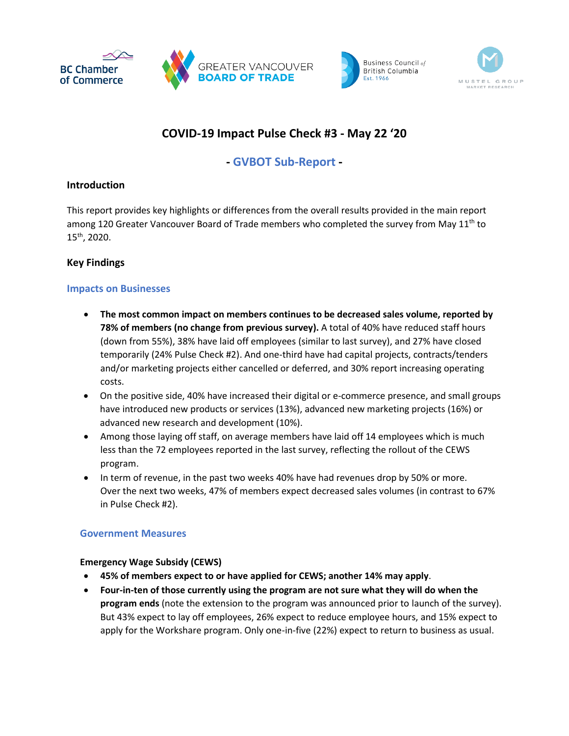# COVID-19 Impact Pulse Check #3 - May 22 '20

## - GVBOT Sub-Report -

### Introduction

This report provides key highlights or differences from the overall results provided in the main report among 120 Greater Vancouver Board of Trade members who completed the survey from May 11th to 15th, 2020.

### Key Findings

#### Impacts on Businesses

- **The most common impact on members continues to be decreased sales volume, reported by 78% of members (no change from previous survey).** A total of 40% have reduced staff hours (down from 55%), 38% have laid off employees (similar to last survey), and 27% have closed temporarily (24% Pulse Check #2). And one-third have had capital projects, contracts/tenders and/or marketing projects either cancelled or deferred, and 30% report increasing operating costs.
- On the positive side, 40% have increased their digital or e-commerce presence, and small groups have introduced new products or services (13%), advanced new marketing projects (16%) or advanced new research and development (10%).
- Among those laying off staff, on average members have laid off 14 employees which is much less than the 72 employees reported in the last survey, reflecting the rollout of the CEWS program.
- In term of revenue, in the past two weeks 40% have had revenues drop by 50% or more. Over the next two weeks, 47% of members expect decreased sales volumes (in contrast to 67% in Pulse Check #2).

#### Government Measures

**Emergency Wage Subsidy (CEWS)**

- **45% of members expect to or have applied for CEWS; another 14% may apply**.
- **Four-in-ten of those currently using the program are not sure what they will do when the program ends** (note the extension to the program was announced prior to launch of the survey). But 43% expect to lay off employees, 26% expect to reduce employee hours, and 15% expect to apply for the Workshare program. Only one-in-five (22%) expect to return to business as usual.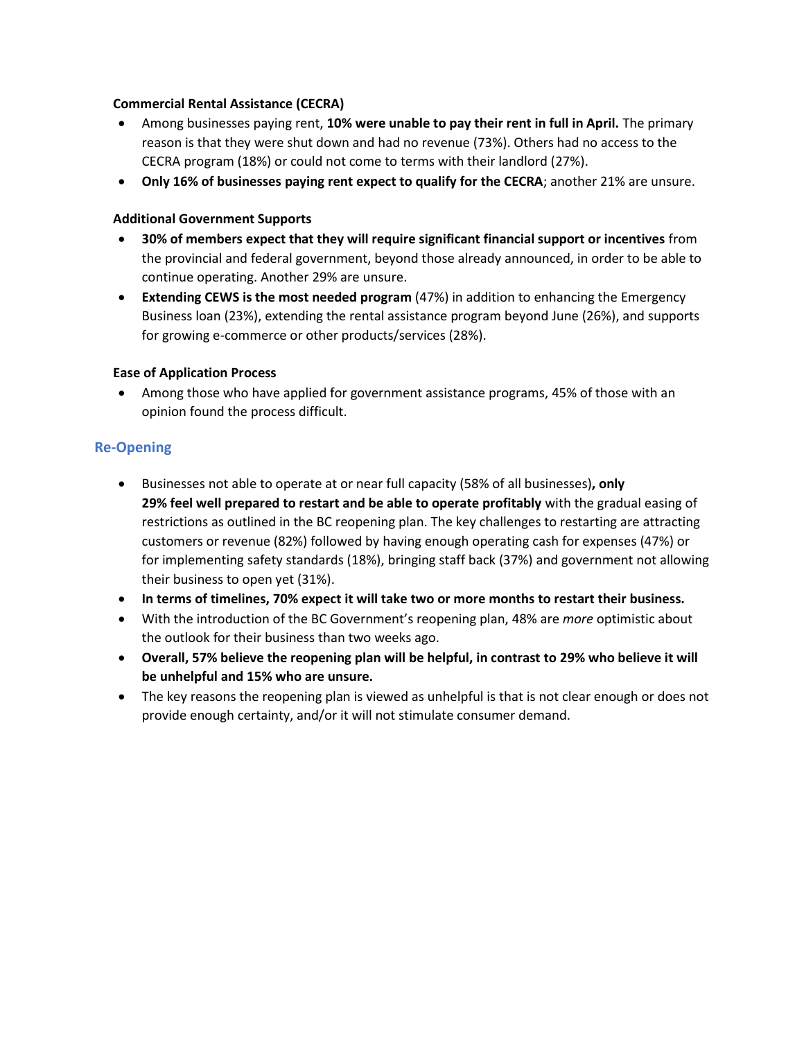**Commercial Rental Assistance (CECRA)**

- Among businesses paying rent, **10% were unable to pay their rent in full in April.** The primary reason is that they were shut down and had no revenue (73%). Others had no access to the CECRA program (18%) or could not come to terms with their landlord (27%).
- **Only 16% of businesses paying rent expect to qualify for the CECRA**; another 21% are unsure.

**Additional Government Supports**

- **30% of members expect that they will require significant financial support or incentives** from the provincial and federal government, beyond those already announced, in order to be able to continue operating. Another 29% are unsure.
- **Extending CEWS is the most needed program** (47%) in addition to enhancing the Emergency Business loan (23%), extending the rental assistance program beyond June (26%), and supports for growing e-commerce or other products/services (28%).

**Ease of Application Process**

- Among those who have applied for government assistance programs, 45% of those with an opinion found the process difficult.

## Re-Opening

- Businesses not able to operate at or near full capacity (58% of all businesses)**, only 29% feel well prepared to restart and be able to operate profitably** with the gradual easing of restrictions as outlined in the BC reopening plan. The key challenges to restarting are attracting customers or revenue (82%) followed by having enough operating cash for expenses (47%) or for implementing safety standards (18%), bringing staff back (37%) and government not allowing their business to open yet (31%).
- **In terms of timelines, 70% expect it will take two or more months to restart their business.**
- With the introduction of the BC Government's reopening plan, 48% are *more* optimistic about the outlook for their business than two weeks ago.
- **Overall, 57% believe the reopening plan will be helpful, in contrast to 29% who believe it will be unhelpful and 15% who are unsure.**
- The key reasons the reopening plan is viewed as unhelpful is that is not clear enough or does not provide enough certainty, and/or it will not stimulate consumer demand.